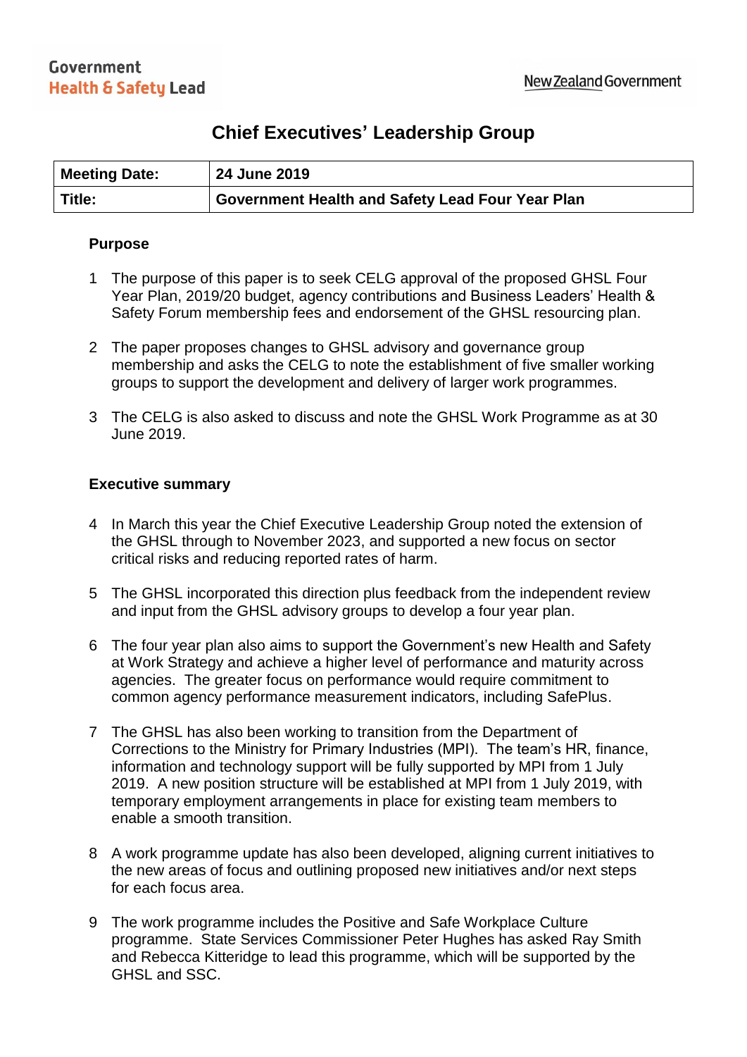Government
Health & Safety Lead

New Zealand Government

# Chief Executives' Leadership Group

| Meeting Date: | 24 June 2019 |
|---|---|
| Title: | Government Health and Safety Lead Four Year Plan |

## Purpose

1 The purpose of this paper is to seek CELG approval of the proposed GHSL Four Year Plan, 2019/20 budget, agency contributions and Business Leaders' Health & Safety Forum membership fees and endorsement of the GHSL resourcing plan.

2 The paper proposes changes to GHSL advisory and governance group membership and asks the CELG to note the establishment of five smaller working groups to support the development and delivery of larger work programmes.

3 The CELG is also asked to discuss and note the GHSL Work Programme as at 30 June 2019.

## Executive summary

4 In March this year the Chief Executive Leadership Group noted the extension of the GHSL through to November 2023, and supported a new focus on sector critical risks and reducing reported rates of harm.

5 The GHSL incorporated this direction plus feedback from the independent review and input from the GHSL advisory groups to develop a four year plan.

6 The four year plan also aims to support the Government's new Health and Safety at Work Strategy and achieve a higher level of performance and maturity across agencies. The greater focus on performance would require commitment to common agency performance measurement indicators, including SafePlus.

7 The GHSL has also been working to transition from the Department of Corrections to the Ministry for Primary Industries (MPI). The team's HR, finance, information and technology support will be fully supported by MPI from 1 July 2019. A new position structure will be established at MPI from 1 July 2019, with temporary employment arrangements in place for existing team members to enable a smooth transition.

8 A work programme update has also been developed, aligning current initiatives to the new areas of focus and outlining proposed new initiatives and/or next steps for each focus area.

9 The work programme includes the Positive and Safe Workplace Culture programme. State Services Commissioner Peter Hughes has asked Ray Smith and Rebecca Kitteridge to lead this programme, which will be supported by the GHSL and SSC.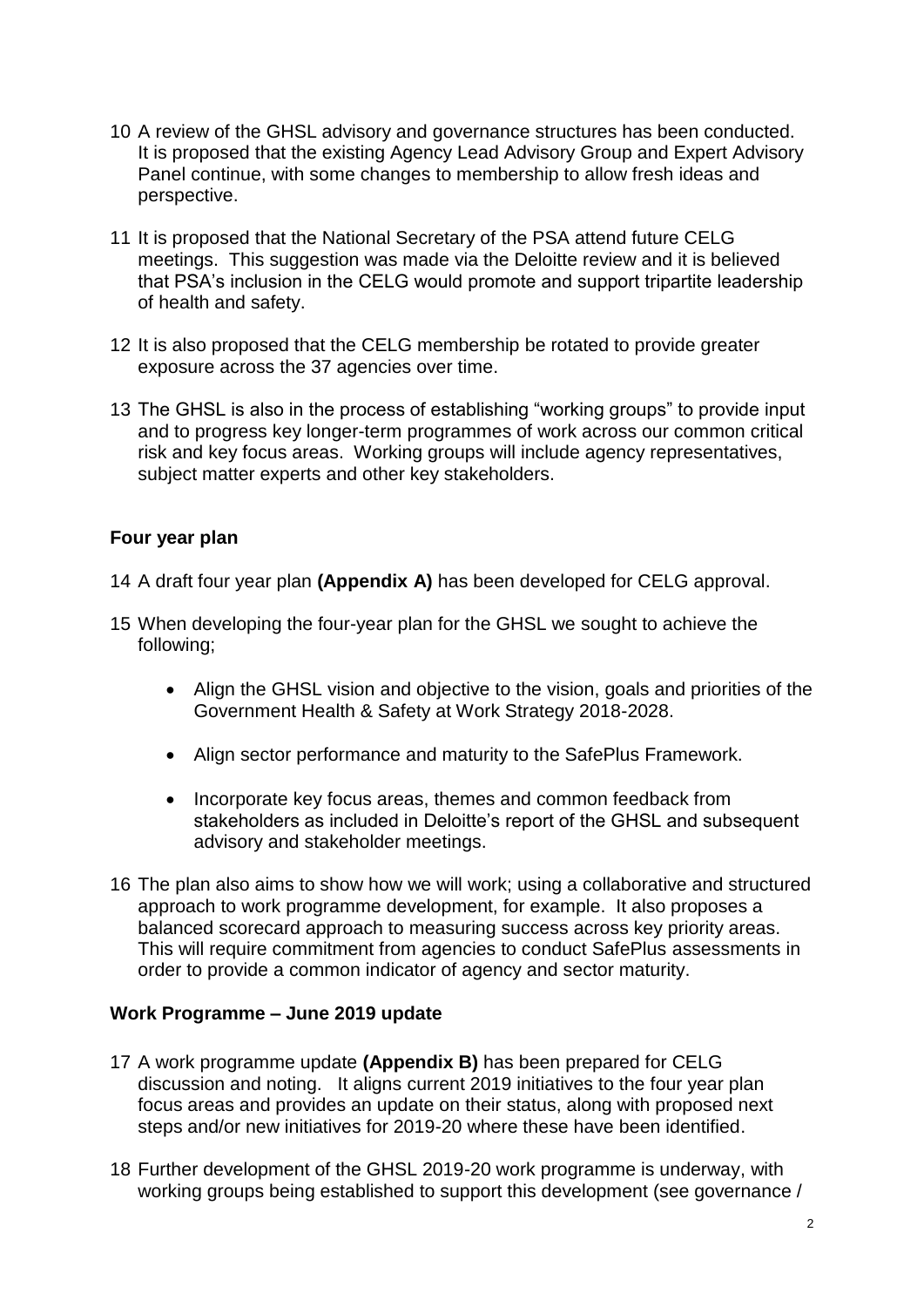10 A review of the GHSL advisory and governance structures has been conducted. It is proposed that the existing Agency Lead Advisory Group and Expert Advisory Panel continue, with some changes to membership to allow fresh ideas and perspective.

11 It is proposed that the National Secretary of the PSA attend future CELG meetings. This suggestion was made via the Deloitte review and it is believed that PSA's inclusion in the CELG would promote and support tripartite leadership of health and safety.

12 It is also proposed that the CELG membership be rotated to provide greater exposure across the 37 agencies over time.

13 The GHSL is also in the process of establishing "working groups" to provide input and to progress key longer-term programmes of work across our common critical risk and key focus areas. Working groups will include agency representatives, subject matter experts and other key stakeholders.

**Four year plan**

14 A draft four year plan **(Appendix A)** has been developed for CELG approval.

15 When developing the four-year plan for the GHSL we sought to achieve the following;

- Align the GHSL vision and objective to the vision, goals and priorities of the Government Health & Safety at Work Strategy 2018-2028.
- Align sector performance and maturity to the SafePlus Framework.
- Incorporate key focus areas, themes and common feedback from stakeholders as included in Deloitte's report of the GHSL and subsequent advisory and stakeholder meetings.

16 The plan also aims to show how we will work; using a collaborative and structured approach to work programme development, for example. It also proposes a balanced scorecard approach to measuring success across key priority areas. This will require commitment from agencies to conduct SafePlus assessments in order to provide a common indicator of agency and sector maturity.

**Work Programme – June 2019 update**

17 A work programme update **(Appendix B)** has been prepared for CELG discussion and noting. It aligns current 2019 initiatives to the four year plan focus areas and provides an update on their status, along with proposed next steps and/or new initiatives for 2019-20 where these have been identified.

18 Further development of the GHSL 2019-20 work programme is underway, with working groups being established to support this development (see governance /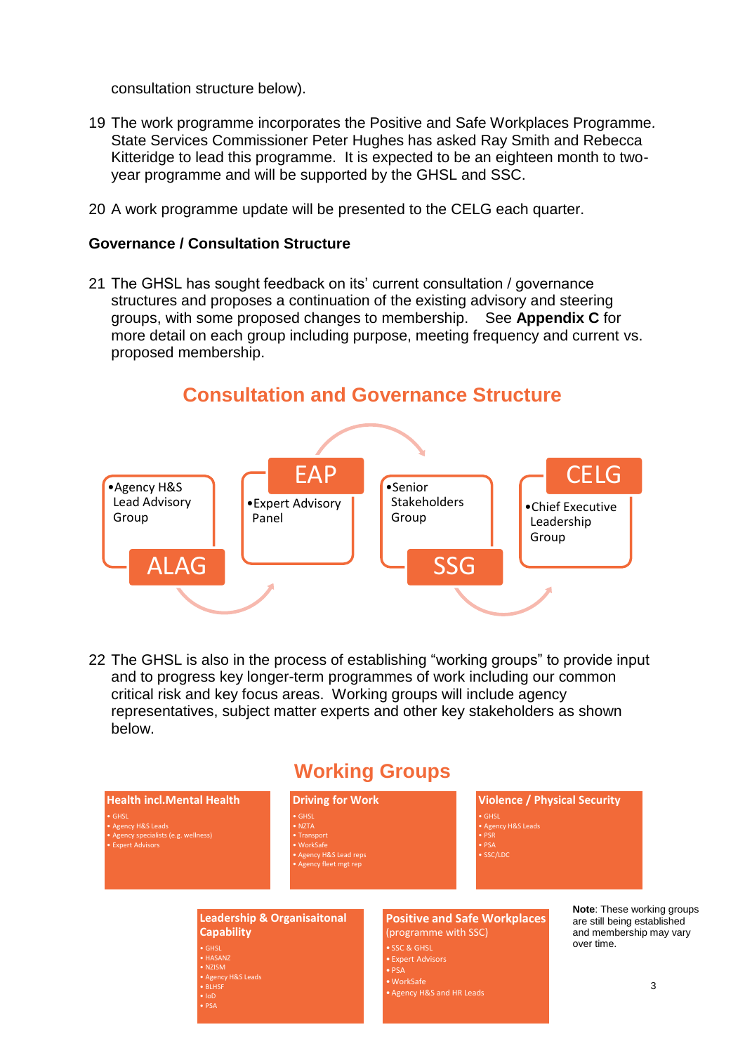consultation structure below).

19 The work programme incorporates the Positive and Safe Workplaces Programme. State Services Commissioner Peter Hughes has asked Ray Smith and Rebecca Kitteridge to lead this programme. It is expected to be an eighteen month to two-year programme and will be supported by the GHSL and SSC.

20 A work programme update will be presented to the CELG each quarter.

**Governance / Consultation Structure**

21 The GHSL has sought feedback on its' current consultation / governance structures and proposes a continuation of the existing advisory and steering groups, with some proposed changes to membership. See **Appendix C** for more detail on each group including purpose, meeting frequency and current vs. proposed membership.

## Consultation and Governance Structure

**ALAG**
- Agency H&S Lead Advisory Group

**EAP**
- Expert Advisory Panel

**SSG**
- Senior Stakeholders Group

**CELG**
- Chief Executive Leadership Group

22 The GHSL is also in the process of establishing "working groups" to provide input and to progress key longer-term programmes of work including our common critical risk and key focus areas. Working groups will include agency representatives, subject matter experts and other key stakeholders as shown below.

## Working Groups

**Health incl.Mental Health**
- GHSL
- Agency H&S Leads
- Agency specialists (e.g. wellness)
- Expert Advisors

**Driving for Work**
- GHSL
- NZTA
- Transport
- WorkSafe
- Agency H&S Lead reps
- Agency fleet mgt rep

**Violence / Physical Security**
- GHSL
- Agency H&S Leads
- PSR
- PSA
- SSC/LDC

**Leadership & Organisaitonal Capability**
- GHSL
- HASANZ
- NZISM
- Agency H&S Leads
- BLHSF
- IoD
- PSA

**Positive and Safe Workplaces** (programme with SSC)
- SSC & GHSL
- Expert Advisors
- PSA
- WorkSafe
- Agency H&S and HR Leads

**Note**: These working groups are still being established and membership may vary over time.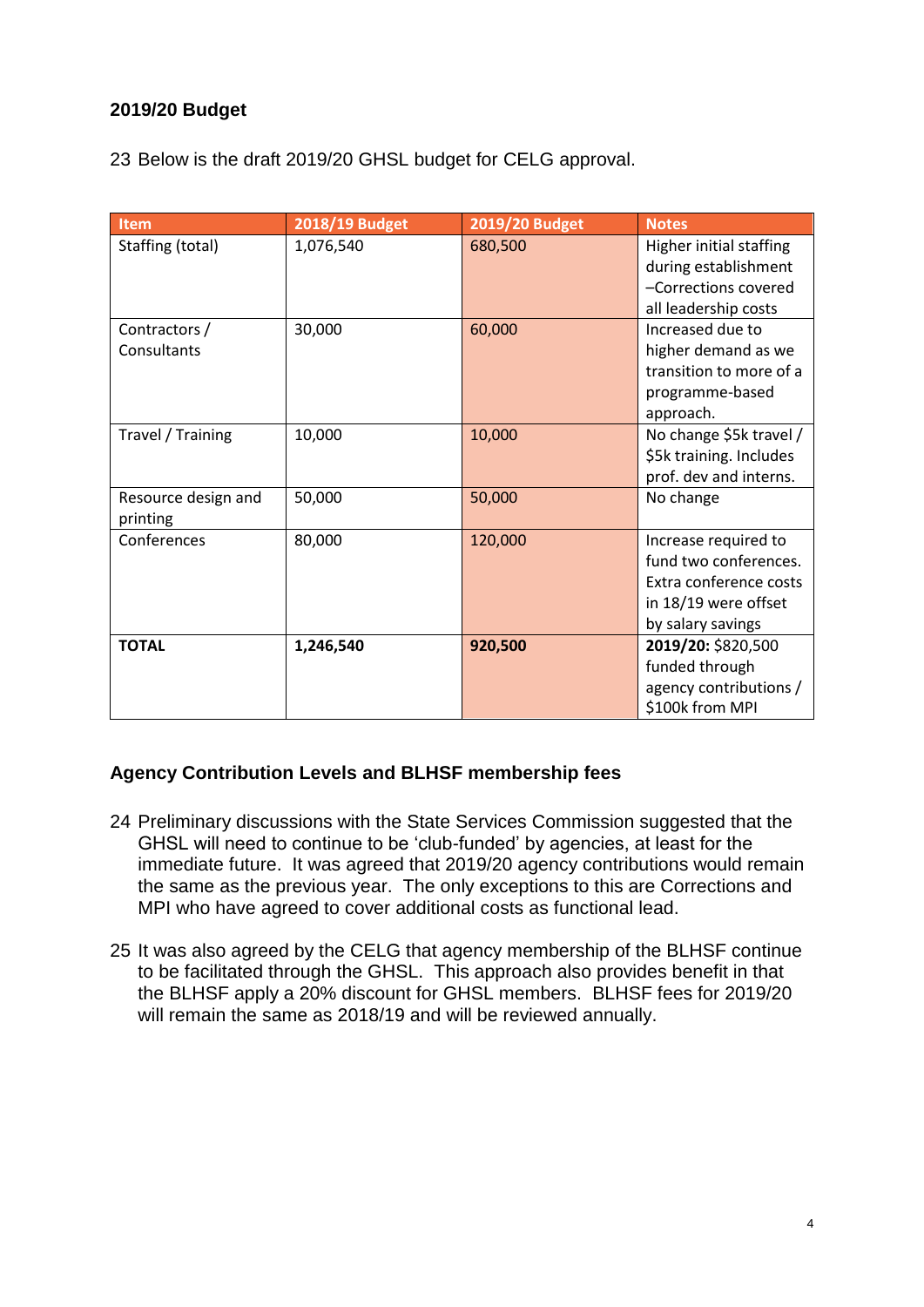## 2019/20 Budget

23 Below is the draft 2019/20 GHSL budget for CELG approval.

| Item | 2018/19 Budget | 2019/20 Budget | Notes |
|---|---|---|---|
| Staffing (total) | 1,076,540 | 680,500 | Higher initial staffing during establishment –Corrections covered all leadership costs |
| Contractors / Consultants | 30,000 | 60,000 | Increased due to higher demand as we transition to more of a programme-based approach. |
| Travel / Training | 10,000 | 10,000 | No change $5k travel / $5k training. Includes prof. dev and interns. |
| Resource design and printing | 50,000 | 50,000 | No change |
| Conferences | 80,000 | 120,000 | Increase required to fund two conferences. Extra conference costs in 18/19 were offset by salary savings |
| **TOTAL** | **1,246,540** | **920,500** | **2019/20:** $820,500 funded through agency contributions / $100k from MPI |

## Agency Contribution Levels and BLHSF membership fees

24 Preliminary discussions with the State Services Commission suggested that the GHSL will need to continue to be 'club-funded' by agencies, at least for the immediate future. It was agreed that 2019/20 agency contributions would remain the same as the previous year. The only exceptions to this are Corrections and MPI who have agreed to cover additional costs as functional lead.

25 It was also agreed by the CELG that agency membership of the BLHSF continue to be facilitated through the GHSL. This approach also provides benefit in that the BLHSF apply a 20% discount for GHSL members. BLHSF fees for 2019/20 will remain the same as 2018/19 and will be reviewed annually.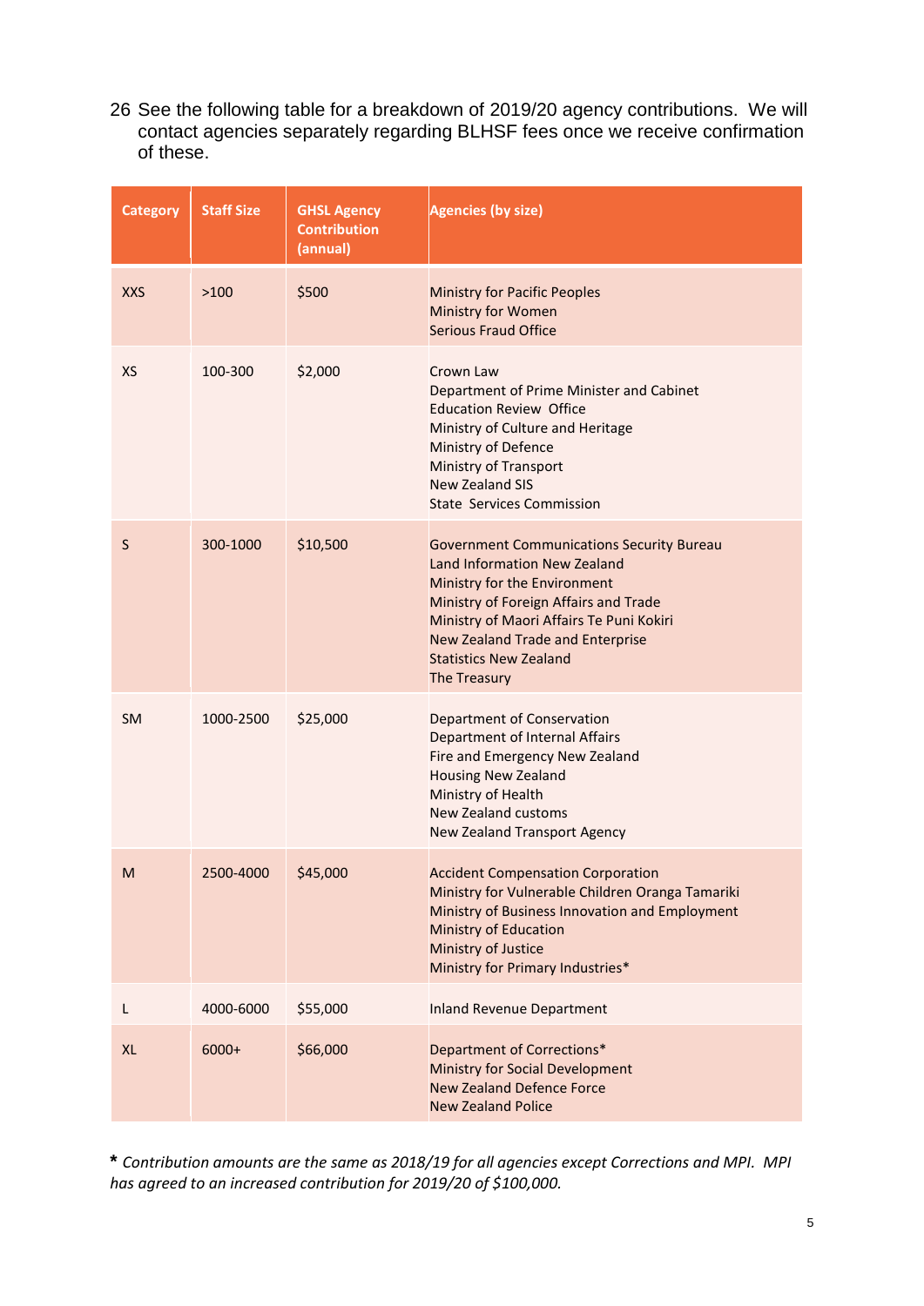26 See the following table for a breakdown of 2019/20 agency contributions. We will contact agencies separately regarding BLHSF fees once we receive confirmation of these.

| Category | Staff Size | GHSL Agency Contribution (annual) | Agencies (by size) |
|---|---|---|---|
| XXS | >100 | $500 | Ministry for Pacific Peoples<br>Ministry for Women<br>Serious Fraud Office |
| XS | 100-300 | $2,000 | Crown Law<br>Department of Prime Minister and Cabinet<br>Education Review Office<br>Ministry of Culture and Heritage<br>Ministry of Defence<br>Ministry of Transport<br>New Zealand SIS<br>State Services Commission |
| S | 300-1000 | $10,500 | Government Communications Security Bureau<br>Land Information New Zealand<br>Ministry for the Environment<br>Ministry of Foreign Affairs and Trade<br>Ministry of Maori Affairs Te Puni Kokiri<br>New Zealand Trade and Enterprise<br>Statistics New Zealand<br>The Treasury |
| SM | 1000-2500 | $25,000 | Department of Conservation<br>Department of Internal Affairs<br>Fire and Emergency New Zealand<br>Housing New Zealand<br>Ministry of Health<br>New Zealand customs<br>New Zealand Transport Agency |
| M | 2500-4000 | $45,000 | Accident Compensation Corporation<br>Ministry for Vulnerable Children Oranga Tamariki<br>Ministry of Business Innovation and Employment<br>Ministry of Education<br>Ministry of Justice<br>Ministry for Primary Industries* |
| L | 4000-6000 | $55,000 | Inland Revenue Department |
| XL | 6000+ | $66,000 | Department of Corrections*<br>Ministry for Social Development<br>New Zealand Defence Force<br>New Zealand Police |

**\*** *Contribution amounts are the same as 2018/19 for all agencies except Corrections and MPI. MPI has agreed to an increased contribution for 2019/20 of $100,000.*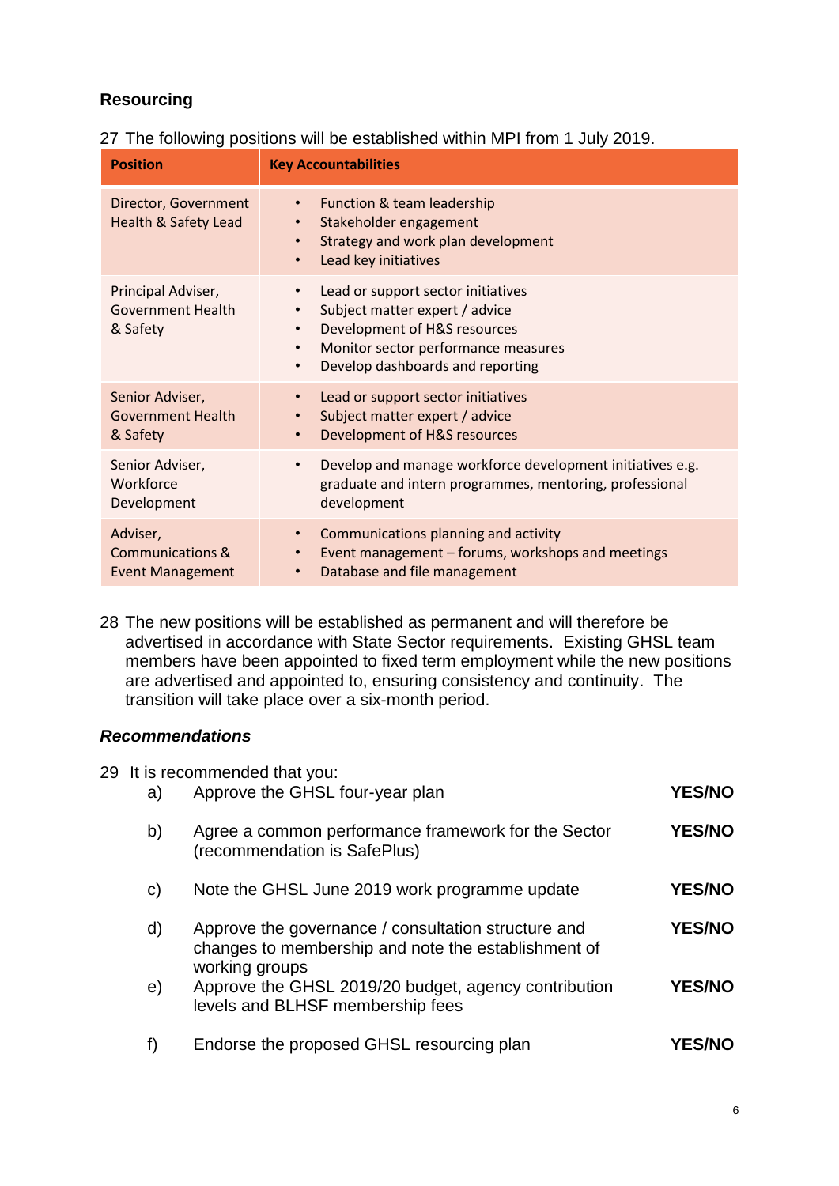## Resourcing

27 The following positions will be established within MPI from 1 July 2019.

| Position | Key Accountabilities |
|---|---|
| Director, Government Health & Safety Lead | • Function & team leadership<br>• Stakeholder engagement<br>• Strategy and work plan development<br>• Lead key initiatives |
| Principal Adviser, Government Health & Safety | • Lead or support sector initiatives<br>• Subject matter expert / advice<br>• Development of H&S resources<br>• Monitor sector performance measures<br>• Develop dashboards and reporting |
| Senior Adviser, Government Health & Safety | • Lead or support sector initiatives<br>• Subject matter expert / advice<br>• Development of H&S resources |
| Senior Adviser, Workforce Development | • Develop and manage workforce development initiatives e.g. graduate and intern programmes, mentoring, professional development |
| Adviser, Communications & Event Management | • Communications planning and activity<br>• Event management – forums, workshops and meetings<br>• Database and file management |

28 The new positions will be established as permanent and will therefore be advertised in accordance with State Sector requirements. Existing GHSL team members have been appointed to fixed term employment while the new positions are advertised and appointed to, ensuring consistency and continuity. The transition will take place over a six-month period.

### *Recommendations*

29 It is recommended that you:

| | | |
|---|---|---|
| a) | Approve the GHSL four-year plan | **YES/NO** |
| b) | Agree a common performance framework for the Sector (recommendation is SafePlus) | **YES/NO** |
| c) | Note the GHSL June 2019 work programme update | **YES/NO** |
| d) | Approve the governance / consultation structure and changes to membership and note the establishment of working groups | **YES/NO** |
| e) | Approve the GHSL 2019/20 budget, agency contribution levels and BLHSF membership fees | **YES/NO** |
| f) | Endorse the proposed GHSL resourcing plan | **YES/NO** |